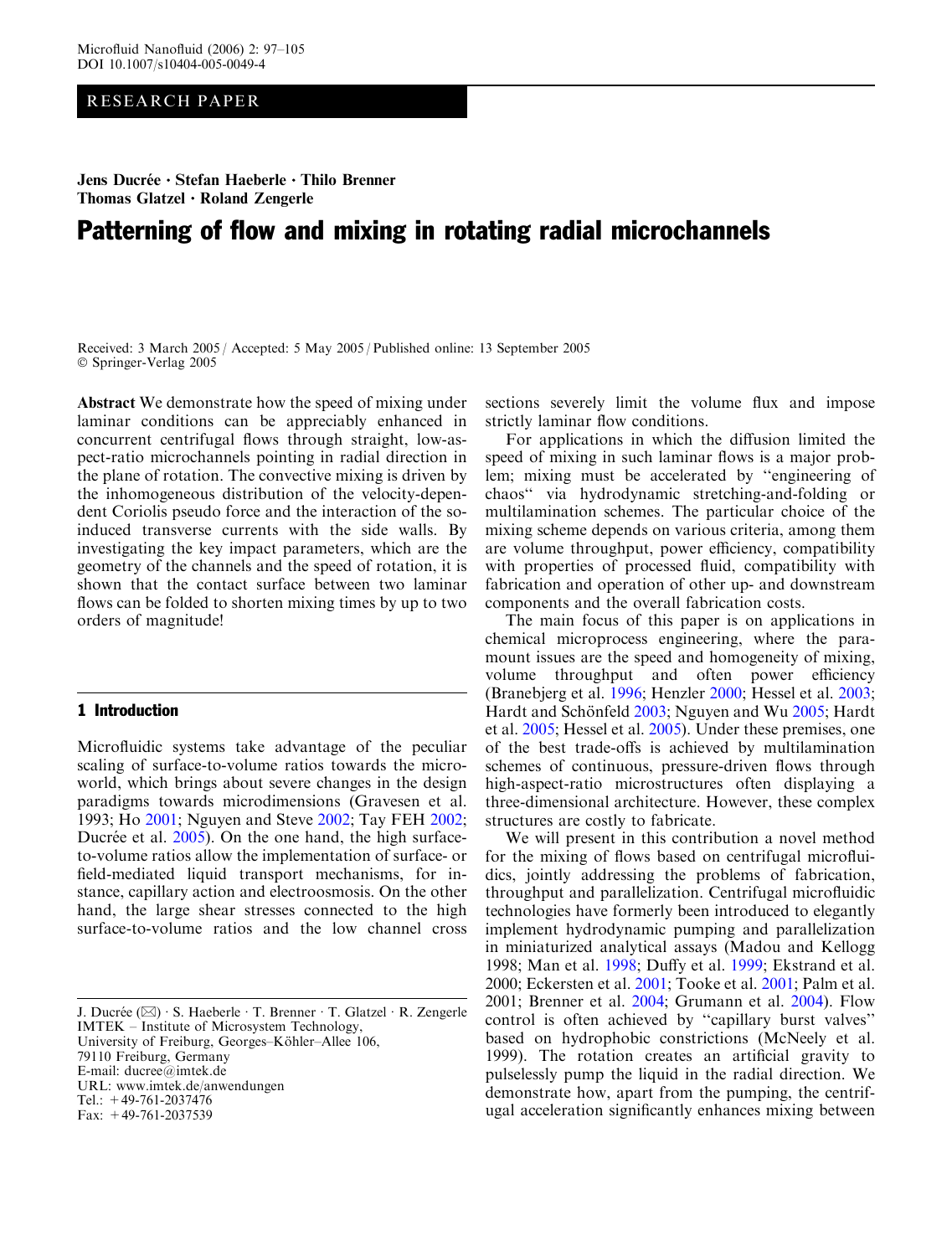RESEARCH PAPER

Jens Ducrée · Stefan Haeberle · Thilo Brenner
Thomas Glatzel · Roland Zengerle

# Patterning of flow and mixing in rotating radial microchannels

Received: 3 March 2005 / Accepted: 5 May 2005 / Published online: 13 September 2005
© Springer-Verlag 2005

**Abstract** We demonstrate how the speed of mixing under laminar conditions can be appreciably enhanced in concurrent centrifugal flows through straight, low-aspect-ratio microchannels pointing in radial direction in the plane of rotation. The convective mixing is driven by the inhomogeneous distribution of the velocity-dependent Coriolis pseudo force and the interaction of the so-induced transverse currents with the side walls. By investigating the key impact parameters, which are the geometry of the channels and the speed of rotation, it is shown that the contact surface between two laminar flows can be folded to shorten mixing times by up to two orders of magnitude!

## 1 Introduction

Microfluidic systems take advantage of the peculiar scaling of surface-to-volume ratios towards the micro-world, which brings about severe changes in the design paradigms towards microdimensions (Gravesen et al. 1993; Ho 2001; Nguyen and Steve 2002; Tay FEH 2002; Ducrée et al. 2005). On the one hand, the high surface-to-volume ratios allow the implementation of surface- or field-mediated liquid transport mechanisms, for instance, capillary action and electroosmosis. On the other hand, the large shear stresses connected to the high surface-to-volume ratios and the low channel cross sections severely limit the volume flux and impose strictly laminar flow conditions.

For applications in which the diffusion limited the speed of mixing in such laminar flows is a major problem; mixing must be accelerated by "engineering of chaos" via hydrodynamic stretching-and-folding or multilamination schemes. The particular choice of the mixing scheme depends on various criteria, among them are volume throughput, power efficiency, compatibility with properties of processed fluid, compatibility with fabrication and operation of other up- and downstream components and the overall fabrication costs.

The main focus of this paper is on applications in chemical microprocess engineering, where the paramount issues are the speed and homogeneity of mixing, volume throughput and often power efficiency (Branebjerg et al. 1996; Henzler 2000; Hessel et al. 2003; Hardt and Schönfeld 2003; Nguyen and Wu 2005; Hardt et al. 2005; Hessel et al. 2005). Under these premises, one of the best trade-offs is achieved by multilamination schemes of continuous, pressure-driven flows through high-aspect-ratio microstructures often displaying a three-dimensional architecture. However, these complex structures are costly to fabricate.

We will present in this contribution a novel method for the mixing of flows based on centrifugal microfluidics, jointly addressing the problems of fabrication, throughput and parallelization. Centrifugal microfluidic technologies have formerly been introduced to elegantly implement hydrodynamic pumping and parallelization in miniaturized analytical assays (Madou and Kellogg 1998; Man et al. 1998; Duffy et al. 1999; Ekstrand et al. 2000; Eckersten et al. 2001; Tooke et al. 2001; Palm et al. 2001; Brenner et al. 2004; Grumann et al. 2004). Flow control is often achieved by "capillary burst valves" based on hydrophobic constrictions (McNeely et al. 1999). The rotation creates an artificial gravity to pulselessly pump the liquid in the radial direction. We demonstrate how, apart from the pumping, the centrifugal acceleration significantly enhances mixing between

J. Ducrée (✉) · S. Haeberle · T. Brenner · T. Glatzel · R. Zengerle
IMTEK – Institute of Microsystem Technology,
University of Freiburg, Georges-Köhler-Allee 106,
79110 Freiburg, Germany
E-mail: ducree@imtek.de
URL: www.imtek.de/anwendungen
Tel.: +49-761-2037476
Fax: +49-761-2037539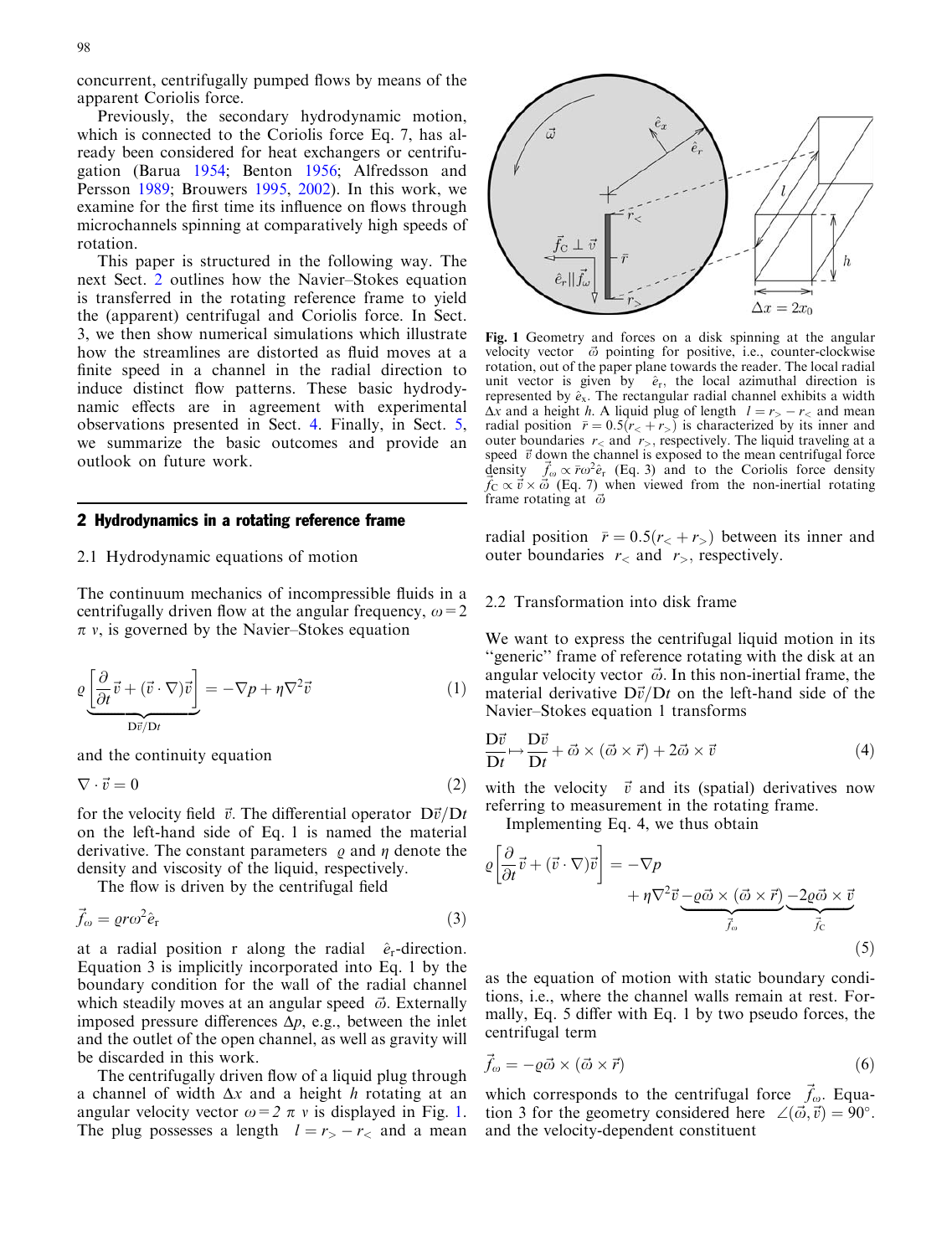concurrent, centrifugally pumped flows by means of the apparent Coriolis force.

Previously, the secondary hydrodynamic motion, which is connected to the Coriolis force Eq. 7, has already been considered for heat exchangers or centrifugation (Barua 1954; Benton 1956; Alfredsson and Persson 1989; Brouwers 1995, 2002). In this work, we examine for the first time its influence on flows through microchannels spinning at comparatively high speeds of rotation.

This paper is structured in the following way. The next Sect. 2 outlines how the Navier–Stokes equation is transferred in the rotating reference frame to yield the (apparent) centrifugal and Coriolis force. In Sect. 3, we then show numerical simulations which illustrate how the streamlines are distorted as fluid moves at a finite speed in a channel in the radial direction to induce distinct flow patterns. These basic hydrodynamic effects are in agreement with experimental observations presented in Sect. 4. Finally, in Sect. 5, we summarize the basic outcomes and provide an outlook on future work.

## 2 Hydrodynamics in a rotating reference frame

### 2.1 Hydrodynamic equations of motion

The continuum mechanics of incompressible fluids in a centrifugally driven flow at the angular frequency, $\omega = 2\pi\nu$, is governed by the Navier–Stokes equation

$$\varrho \underbrace{\left[\frac{\partial}{\partial t}\vec{v} + (\vec{v}\cdot\nabla)\vec{v}\right]}_{\mathrm{D}\vec{v}/\mathrm{D}t} = -\nabla p + \eta\nabla^2\vec{v} \tag{1}$$

and the continuity equation

$$\nabla\cdot\vec{v} = 0 \tag{2}$$

for the velocity field $\vec{v}$. The differential operator $\mathrm{D}\vec{v}/\mathrm{D}t$ on the left-hand side of Eq. 1 is named the material derivative. The constant parameters $\varrho$ and $\eta$ denote the density and viscosity of the liquid, respectively.

The flow is driven by the centrifugal field

$$\vec{f}_\omega = \varrho r \omega^2 \hat{e}_\mathrm{r} \tag{3}$$

at a radial position r along the radial $\hat{e}_\mathrm{r}$-direction. Equation 3 is implicitly incorporated into Eq. 1 by the boundary condition for the wall of the radial channel which steadily moves at an angular speed $\vec{\omega}$. Externally imposed pressure differences $\Delta p$, e.g., between the inlet and the outlet of the open channel, as well as gravity will be discarded in this work.

The centrifugally driven flow of a liquid plug through a channel of width $\Delta x$ and a height $h$ rotating at an angular velocity vector $\omega = 2\pi\nu$ is displayed in Fig. 1. The plug possesses a length $l = r_> - r_<$ and a mean radial position $\bar{r} = 0.5(r_< + r_>)$ between its inner and outer boundaries $r_<$ and $r_>$, respectively.

Fig. 1 Geometry and forces on a disk spinning at the angular velocity vector $\vec{\omega}$ pointing for positive, i.e., counter-clockwise rotation, out of the paper plane towards the reader. The local radial unit vector is given by $\hat{e}_\mathrm{r}$, the local azimuthal direction is represented by $\hat{e}_\mathrm{x}$. The rectangular radial channel exhibits a width $\Delta x$ and a height $h$. A liquid plug of length $l = r_> - r_<$ and mean radial position $\bar{r} = 0.5(r_< + r_>)$ is characterized by its inner and outer boundaries $r_<$ and $r_>$, respectively. The liquid traveling at a speed $\vec{v}$ down the channel is exposed to the mean centrifugal force density $\vec{f}_\omega \propto \bar{r}\omega^2\hat{e}_\mathrm{r}$ (Eq. 3) and to the Coriolis force density $\vec{f}_\mathrm{C} \propto \vec{v}\times\vec{\omega}$ (Eq. 7) when viewed from the non-inertial rotating frame rotating at $\vec{\omega}$

### 2.2 Transformation into disk frame

We want to express the centrifugal liquid motion in its "generic" frame of reference rotating with the disk at an angular velocity vector $\vec{\omega}$. In this non-inertial frame, the material derivative $\mathrm{D}\vec{v}/\mathrm{D}t$ on the left-hand side of the Navier–Stokes equation 1 transforms

$$\frac{\mathrm{D}\vec{v}}{\mathrm{D}t} \mapsto \frac{\mathrm{D}\vec{v}}{\mathrm{D}t} + \vec{\omega}\times(\vec{\omega}\times\vec{r}) + 2\vec{\omega}\times\vec{v} \tag{4}$$

with the velocity $\vec{v}$ and its (spatial) derivatives now referring to measurement in the rotating frame.

Implementing Eq. 4, we thus obtain

$$\varrho\left[\frac{\partial}{\partial t}\vec{v} + (\vec{v}\cdot\nabla)\vec{v}\right] = -\nabla p + \eta\nabla^2\vec{v} \underbrace{-\varrho\vec{\omega}\times(\vec{\omega}\times\vec{r})}_{\vec{f}_\omega} \underbrace{-2\varrho\vec{\omega}\times\vec{v}}_{\vec{f}_\mathrm{C}} \tag{5}$$

as the equation of motion with static boundary conditions, i.e., where the channel walls remain at rest. Formally, Eq. 5 differ with Eq. 1 by two pseudo forces, the centrifugal term

$$\vec{f}_\omega = -\varrho\vec{\omega}\times(\vec{\omega}\times\vec{r}) \tag{6}$$

which corresponds to the centrifugal force $\vec{f}_\omega$. Equation 3 for the geometry considered here $\angle(\vec{\omega},\vec{v}) = 90°$. and the velocity-dependent constituent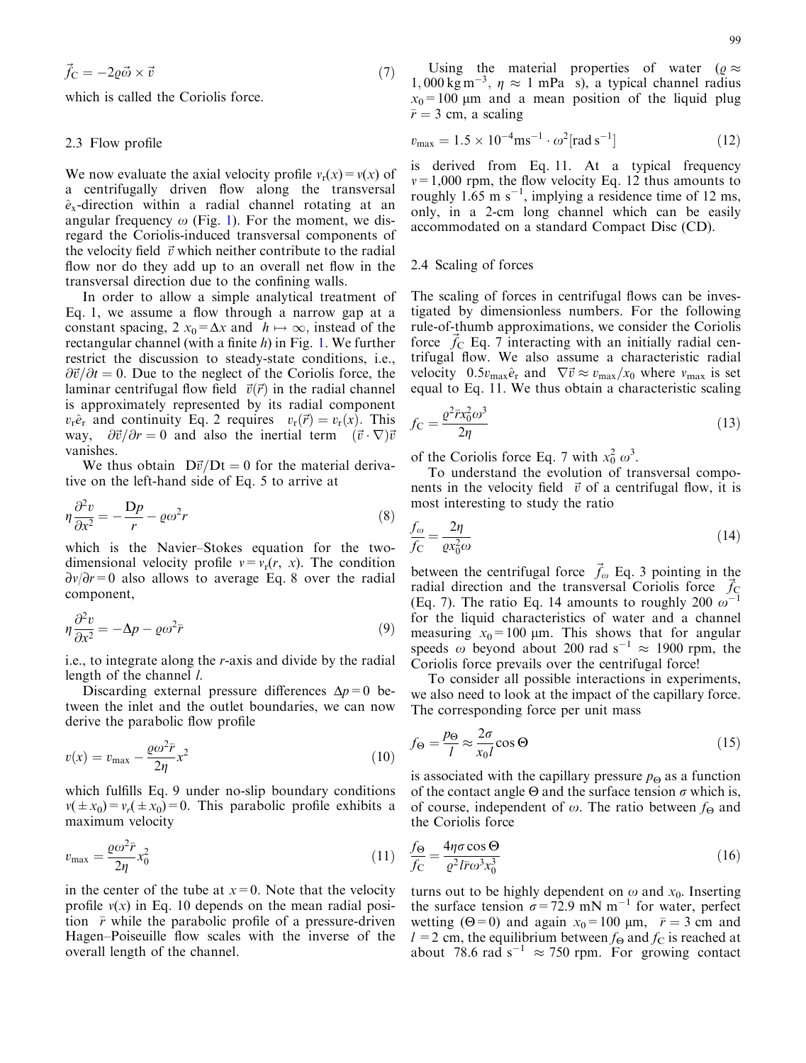$$\vec{f}_{\mathrm{C}} = -2\varrho\vec{\omega} \times \vec{v} \tag{7}$$

which is called the Coriolis force.

### 2.3 Flow profile

We now evaluate the axial velocity profile $v_{\mathrm{r}}(x) = v(x)$ of a centrifugally driven flow along the transversal $\hat{e}_x$-direction within a radial channel rotating at an angular frequency $\omega$ (Fig. 1). For the moment, we disregard the Coriolis-induced transversal components of the velocity field $\vec{v}$ which neither contribute to the radial flow nor do they add up to an overall net flow in the transversal direction due to the confining walls.

In order to allow a simple analytical treatment of Eq. 1, we assume a flow through a narrow gap at a constant spacing, $2\,x_0 = \Delta x$ and $h \mapsto \infty$, instead of the rectangular channel (with a finite $h$) in Fig. 1. We further restrict the discussion to steady-state conditions, i.e., $\partial\vec{v}/\partial t = 0$. Due to the neglect of the Coriolis force, the laminar centrifugal flow field $\vec{v}(\vec{r})$ in the radial channel is approximately represented by its radial component $v_{\mathrm{r}}\hat{e}_{\mathrm{r}}$ and continuity Eq. 2 requires $v_{\mathrm{r}}(\vec{r}) = v_{\mathrm{r}}(x)$. This way, $\partial\vec{v}/\partial r = 0$ and also the inertial term $(\vec{v}\cdot\nabla)\vec{v}$ vanishes.

We thus obtain $\mathrm{D}\vec{v}/\mathrm{D}t = 0$ for the material derivative on the left-hand side of Eq. 5 to arrive at

$$\eta\frac{\partial^2 v}{\partial x^2} = -\frac{\mathrm{D}p}{r} - \varrho\omega^2 r \tag{8}$$

which is the Navier–Stokes equation for the two-dimensional velocity profile $v = v_{\mathrm{r}}(r,\ x)$. The condition $\partial v/\partial r = 0$ also allows to average Eq. 8 over the radial component,

$$\eta\frac{\partial^2 v}{\partial x^2} = -\Delta p - \varrho\omega^2\bar{r} \tag{9}$$

i.e., to integrate along the $r$-axis and divide by the radial length of the channel $l$.

Discarding external pressure differences $\Delta p = 0$ between the inlet and the outlet boundaries, we can now derive the parabolic flow profile

$$v(x) = v_{\max} - \frac{\varrho\omega^2\bar{r}}{2\eta}x^2 \tag{10}$$

which fulfills Eq. 9 under no-slip boundary conditions $v(\pm x_0) = v_r(\pm x_0) = 0$. This parabolic profile exhibits a maximum velocity

$$v_{\max} = \frac{\varrho\omega^2\bar{r}}{2\eta}x_0^2 \tag{11}$$

in the center of the tube at $x = 0$. Note that the velocity profile $v(x)$ in Eq. 10 depends on the mean radial position $\bar{r}$ while the parabolic profile of a pressure-driven Hagen–Poiseuille flow scales with the inverse of the overall length of the channel.

Using the material properties of water ($\varrho \approx 1,000\,\mathrm{kg\,m^{-3}}$, $\eta \approx 1$ mPa s), a typical channel radius $x_0 = 100$ µm and a mean position of the liquid plug $\bar{r} = 3$ cm, a scaling

$$v_{\max} = 1.5 \times 10^{-4}\mathrm{ms^{-1}} \cdot \omega^2[\mathrm{rad\,s^{-1}}] \tag{12}$$

is derived from Eq. 11. At a typical frequency $\nu = 1{,}000$ rpm, the flow velocity Eq. 12 thus amounts to roughly 1.65 m s$^{-1}$, implying a residence time of 12 ms, only, in a 2-cm long channel which can be easily accommodated on a standard Compact Disc (CD).

### 2.4 Scaling of forces

The scaling of forces in centrifugal flows can be investigated by dimensionless numbers. For the following rule-of-thumb approximations, we consider the Coriolis force $\vec{f}_{\mathrm{C}}$ Eq. 7 interacting with an initially radial centrifugal flow. We also assume a characteristic radial velocity $0.5v_{\max}\hat{e}_{\mathrm{r}}$ and $\nabla\vec{v} \approx v_{\max}/x_0$ where $v_{\max}$ is set equal to Eq. 11. We thus obtain a characteristic scaling

$$f_{\mathrm{C}} = \frac{\varrho^2\bar{r}x_0^2\omega^3}{2\eta} \tag{13}$$

of the Coriolis force Eq. 7 with $x_0^2\ \omega^3$.

To understand the evolution of transversal components in the velocity field $\vec{v}$ of a centrifugal flow, it is most interesting to study the ratio

$$\frac{f_\omega}{f_{\mathrm{C}}} = \frac{2\eta}{\varrho x_0^2\omega} \tag{14}$$

between the centrifugal force $\vec{f}_\omega$ Eq. 3 pointing in the radial direction and the transversal Coriolis force $\vec{f}_{\mathrm{C}}$ (Eq. 7). The ratio Eq. 14 amounts to roughly 200 $\omega^{-1}$ for the liquid characteristics of water and a channel measuring $x_0 = 100$ µm. This shows that for angular speeds $\omega$ beyond about 200 rad s$^{-1}$ $\approx$ 1900 rpm, the Coriolis force prevails over the centrifugal force!

To consider all possible interactions in experiments, we also need to look at the impact of the capillary force. The corresponding force per unit mass

$$f_\Theta = \frac{p_\Theta}{l} \approx \frac{2\sigma}{x_0 l}\cos\Theta \tag{15}$$

is associated with the capillary pressure $p_\Theta$ as a function of the contact angle $\Theta$ and the surface tension $\sigma$ which is, of course, independent of $\omega$. The ratio between $f_\Theta$ and the Coriolis force

$$\frac{f_\Theta}{f_{\mathrm{C}}} = \frac{4\eta\sigma\cos\Theta}{\varrho^2 l\bar{r}\omega^3 x_0^3} \tag{16}$$

turns out to be highly dependent on $\omega$ and $x_0$. Inserting the surface tension $\sigma = 72.9$ mN m$^{-1}$ for water, perfect wetting ($\Theta = 0$) and again $x_0 = 100$ µm, $\bar{r} = 3$ cm and $l = 2$ cm, the equilibrium between $f_\Theta$ and $f_{\mathrm{C}}$ is reached at about 78.6 rad s$^{-1}$ $\approx$ 750 rpm. For growing contact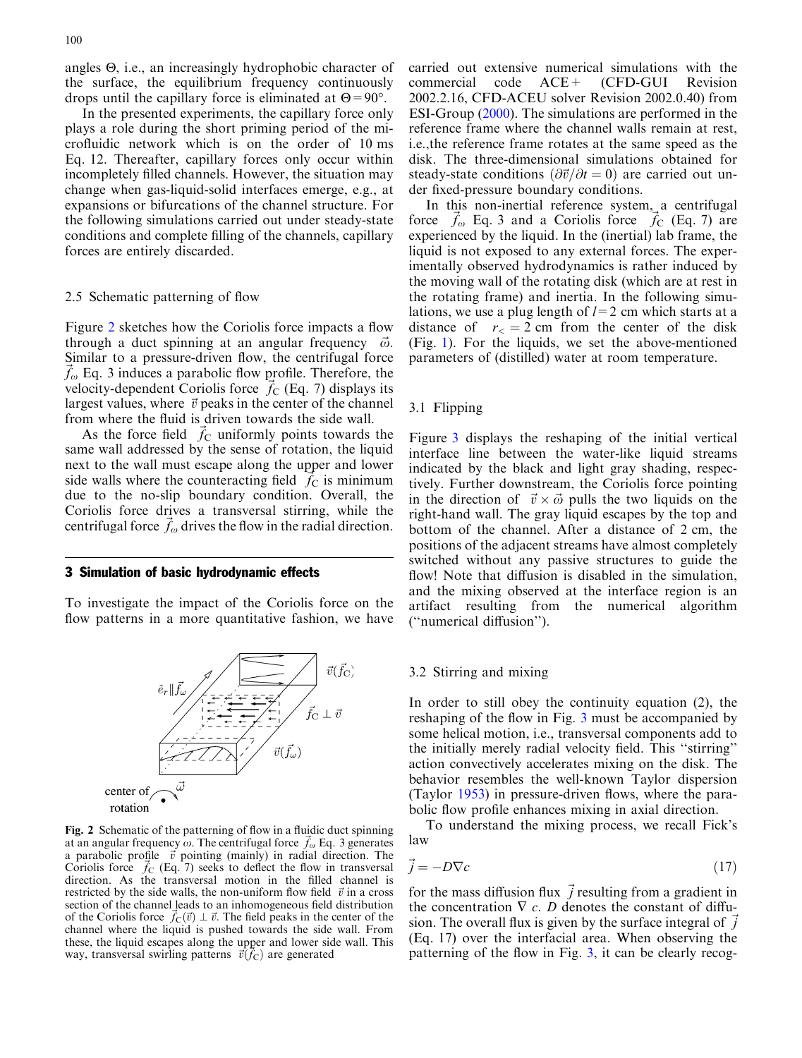angles Θ, i.e., an increasingly hydrophobic character of the surface, the equilibrium frequency continuously drops until the capillary force is eliminated at $\Theta = 90°$.

In the presented experiments, the capillary force only plays a role during the short priming period of the microfluidic network which is on the order of 10 ms Eq. 12. Thereafter, capillary forces only occur within incompletely filled channels. However, the situation may change when gas-liquid-solid interfaces emerge, e.g., at expansions or bifurcations of the channel structure. For the following simulations carried out under steady-state conditions and complete filling of the channels, capillary forces are entirely discarded.

### 2.5 Schematic patterning of flow

Figure 2 sketches how the Coriolis force impacts a flow through a duct spinning at an angular frequency $\vec{\omega}$. Similar to a pressure-driven flow, the centrifugal force $\vec{f}_\omega$ Eq. 3 induces a parabolic flow profile. Therefore, the velocity-dependent Coriolis force $\vec{f}_C$ (Eq. 7) displays its largest values, where $\vec{v}$ peaks in the center of the channel from where the fluid is driven towards the side wall.

As the force field $\vec{f}_C$ uniformly points towards the same wall addressed by the sense of rotation, the liquid next to the wall must escape along the upper and lower side walls where the counteracting field $\vec{f}_C$ is minimum due to the no-slip boundary condition. Overall, the Coriolis force drives a transversal stirring, while the centrifugal force $\vec{f}_\omega$ drives the flow in the radial direction.

## 3 Simulation of basic hydrodynamic effects

To investigate the impact of the Coriolis force on the flow patterns in a more quantitative fashion, we have carried out extensive numerical simulations with the commercial code ACE+ (CFD-GUI Revision 2002.2.16, CFD-ACEU solver Revision 2002.0.40) from ESI-Group (2000). The simulations are performed in the reference frame where the channel walls remain at rest, i.e.,the reference frame rotates at the same speed as the disk. The three-dimensional simulations obtained for steady-state conditions ($\partial\vec{v}/\partial t = 0$) are carried out under fixed-pressure boundary conditions.

In this non-inertial reference system, a centrifugal force $\vec{f}_\omega$ Eq. 3 and a Coriolis force $\vec{f}_C$ (Eq. 7) are experienced by the liquid. In the (inertial) lab frame, the liquid is not exposed to any external forces. The experimentally observed hydrodynamics is rather induced by the moving wall of the rotating disk (which are at rest in the rotating frame) and inertia. In the following simulations, we use a plug length of $l = 2$ cm which starts at a distance of $r_< = 2$ cm from the center of the disk (Fig. 1). For the liquids, we set the above-mentioned parameters of (distilled) water at room temperature.

Fig. 2 Schematic of the patterning of flow in a fluidic duct spinning at an angular frequency $\omega$. The centrifugal force $\vec{f}_\omega$ Eq. 3 generates a parabolic profile $\vec{v}$ pointing (mainly) in radial direction. The Coriolis force $\vec{f}_C$ (Eq. 7) seeks to deflect the flow in transversal direction. As the transversal motion in the filled channel is restricted by the side walls, the non-uniform flow field $\vec{v}$ in a cross section of the channel leads to an inhomogeneous field distribution of the Coriolis force $\vec{f}_C(\vec{v}) \perp \vec{v}$. The field peaks in the center of the channel where the liquid is pushed towards the side wall. From these, the liquid escapes along the upper and lower side wall. This way, transversal swirling patterns $\vec{v}(\vec{f}_C)$ are generated

### 3.1 Flipping

Figure 3 displays the reshaping of the initial vertical interface line between the water-like liquid streams indicated by the black and light gray shading, respectively. Further downstream, the Coriolis force pointing in the direction of $\vec{v} \times \vec{\omega}$ pulls the two liquids on the right-hand wall. The gray liquid escapes by the top and bottom of the channel. After a distance of 2 cm, the positions of the adjacent streams have almost completely switched without any passive structures to guide the flow! Note that diffusion is disabled in the simulation, and the mixing observed at the interface region is an artifact resulting from the numerical algorithm ("numerical diffusion").

### 3.2 Stirring and mixing

In order to still obey the continuity equation (2), the reshaping of the flow in Fig. 3 must be accompanied by some helical motion, i.e., transversal components add to the initially merely radial velocity field. This "stirring" action convectively accelerates mixing on the disk. The behavior resembles the well-known Taylor dispersion (Taylor 1953) in pressure-driven flows, where the parabolic flow profile enhances mixing in axial direction.

To understand the mixing process, we recall Fick's law

$$\vec{j} = -D\nabla c \tag{17}$$

for the mass diffusion flux $\vec{j}$ resulting from a gradient in the concentration $\nabla c$. $D$ denotes the constant of diffusion. The overall flux is given by the surface integral of $\vec{j}$ (Eq. 17) over the interfacial area. When observing the patterning of the flow in Fig. 3, it can be clearly recog-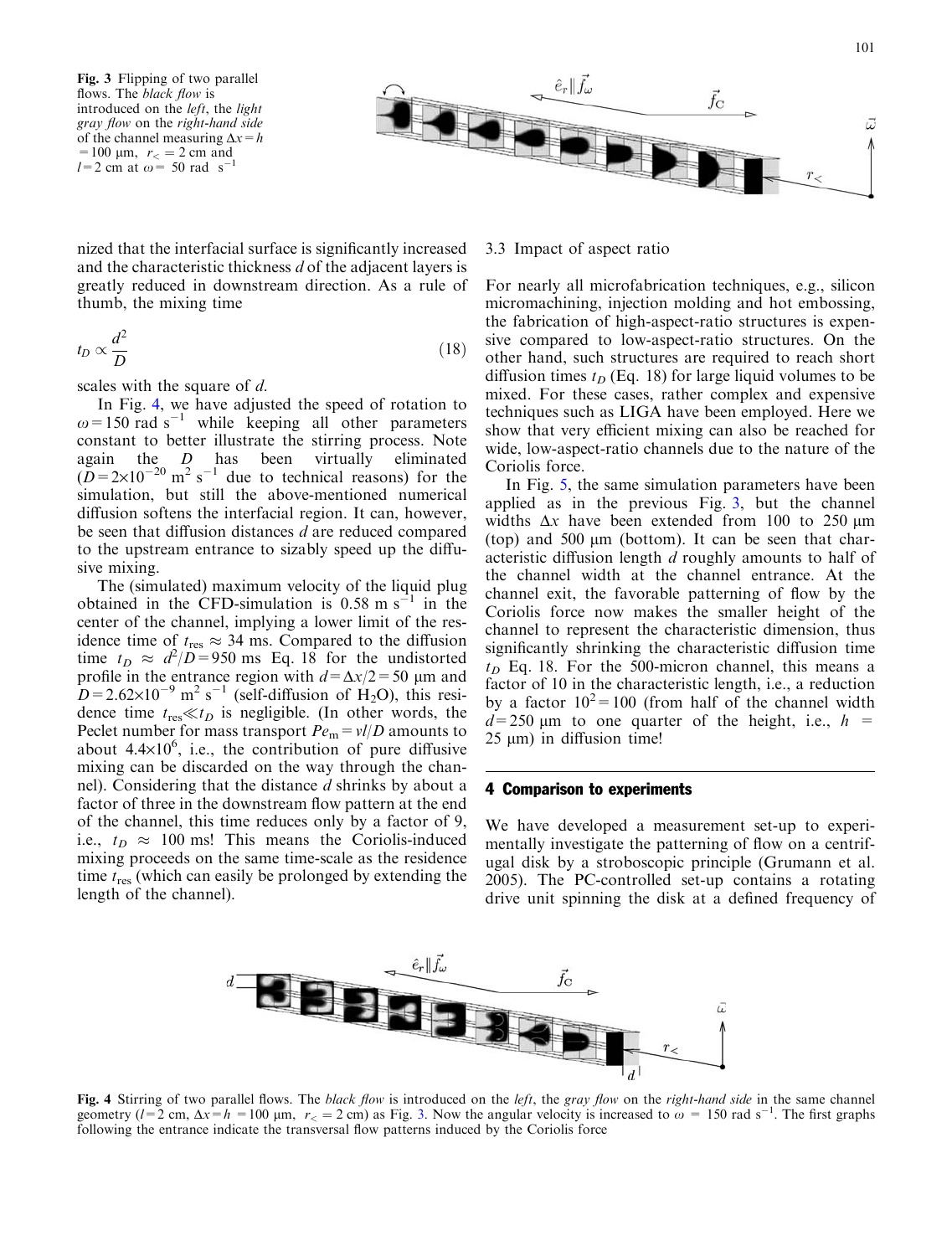**Fig. 3** Flipping of two parallel flows. The *black flow* is introduced on the *left*, the *light gray flow* on the *right-hand side* of the channel measuring $\Delta x = h = 100$ μm, $r_< = 2$ cm and $l = 2$ cm at $\omega = 50$ rad s$^{-1}$

nized that the interfacial surface is significantly increased and the characteristic thickness $d$ of the adjacent layers is greatly reduced in downstream direction. As a rule of thumb, the mixing time

$$t_D \propto \frac{d^2}{D} \tag{18}$$

scales with the square of $d$.

In Fig. 4, we have adjusted the speed of rotation to $\omega = 150$ rad s$^{-1}$ while keeping all other parameters constant to better illustrate the stirring process. Note again the $D$ has been virtually eliminated ($D = 2\times10^{-20}$ m$^2$ s$^{-1}$ due to technical reasons) for the simulation, but still the above-mentioned numerical diffusion softens the interfacial region. It can, however, be seen that diffusion distances $d$ are reduced compared to the upstream entrance to sizably speed up the diffusive mixing.

The (simulated) maximum velocity of the liquid plug obtained in the CFD-simulation is 0.58 m s$^{-1}$ in the center of the channel, implying a lower limit of the residence time of $t_{\mathrm{res}} \approx 34$ ms. Compared to the diffusion time $t_D \approx d^2/D = 950$ ms Eq. 18 for the undistorted profile in the entrance region with $d = \Delta x/2 = 50$ μm and $D = 2.62\times10^{-9}$ m$^2$ s$^{-1}$ (self-diffusion of $H_2O$), this residence time $t_{\mathrm{res}} \ll t_D$ is negligible. (In other words, the Peclet number for mass transport $Pe_{\mathrm{m}} = vl/D$ amounts to about $4.4\times10^6$, i.e., the contribution of pure diffusive mixing can be discarded on the way through the channel). Considering that the distance $d$ shrinks by about a factor of three in the downstream flow pattern at the end of the channel, this time reduces only by a factor of 9, i.e., $t_D \approx 100$ ms! This means the Coriolis-induced mixing proceeds on the same time-scale as the residence time $t_{\mathrm{res}}$ (which can easily be prolonged by extending the length of the channel).

### 3.3 Impact of aspect ratio

For nearly all microfabrication techniques, e.g., silicon micromachining, injection molding and hot embossing, the fabrication of high-aspect-ratio structures is expensive compared to low-aspect-ratio structures. On the other hand, such structures are required to reach short diffusion times $t_D$ (Eq. 18) for large liquid volumes to be mixed. For these cases, rather complex and expensive techniques such as LIGA have been employed. Here we show that very efficient mixing can also be reached for wide, low-aspect-ratio channels due to the nature of the Coriolis force.

In Fig. 5, the same simulation parameters have been applied as in the previous Fig. 3, but the channel widths $\Delta x$ have been extended from 100 to 250 μm (top) and 500 μm (bottom). It can be seen that characteristic diffusion length $d$ roughly amounts to half of the channel width at the channel entrance. At the channel exit, the favorable patterning of flow by the Coriolis force now makes the smaller height of the channel to represent the characteristic dimension, thus significantly shrinking the characteristic diffusion time $t_D$ Eq. 18. For the 500-micron channel, this means a factor of 10 in the characteristic length, i.e., a reduction by a factor $10^2 = 100$ (from half of the channel width $d = 250$ μm to one quarter of the height, i.e., $h = 25$ μm) in diffusion time!

## 4 Comparison to experiments

We have developed a measurement set-up to experimentally investigate the patterning of flow on a centrifugal disk by a stroboscopic principle (Grumann et al. 2005). The PC-controlled set-up contains a rotating drive unit spinning the disk at a defined frequency of

**Fig. 4** Stirring of two parallel flows. The *black flow* is introduced on the *left*, the *gray flow* on the *right-hand side* in the same channel geometry ($l = 2$ cm, $\Delta x = h = 100$ μm, $r_< = 2$ cm) as Fig. 3. Now the angular velocity is increased to $\omega = 150$ rad s$^{-1}$. The first graphs following the entrance indicate the transversal flow patterns induced by the Coriolis force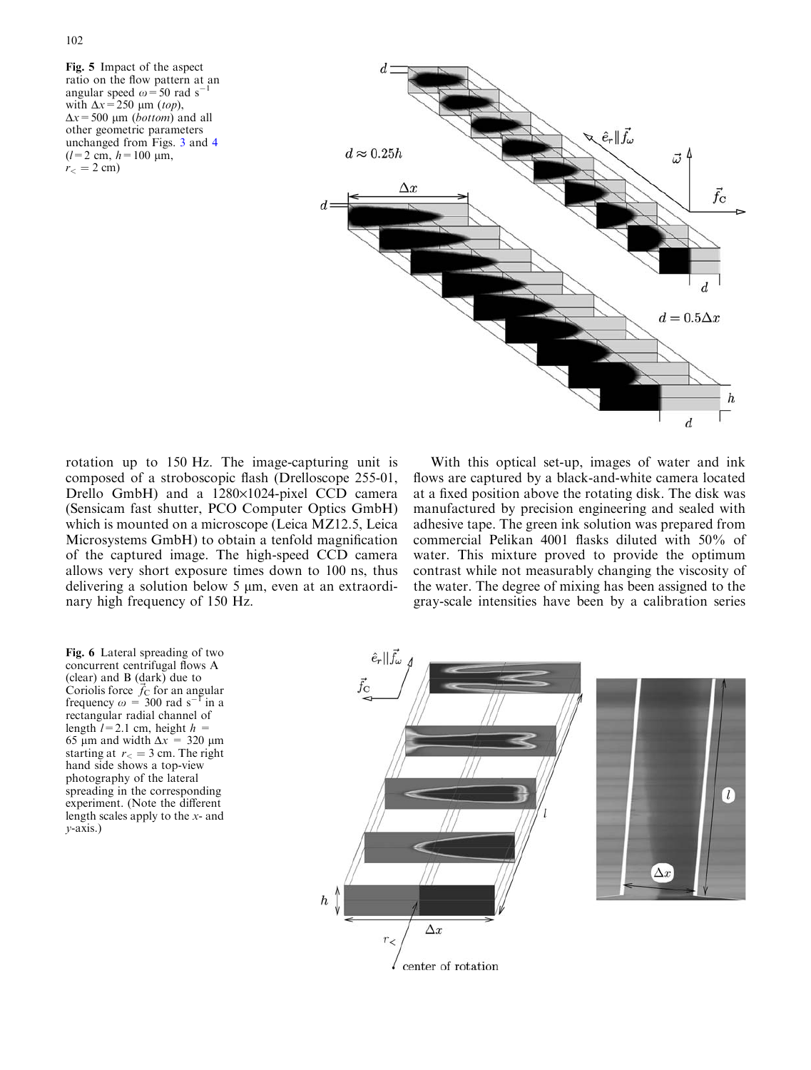**Fig. 5** Impact of the aspect ratio on the flow pattern at an angular speed $\omega = 50$ rad s$^{-1}$ with $\Delta x = 250$ μm (*top*), $\Delta x = 500$ μm (*bottom*) and all other geometric parameters unchanged from Figs. 3 and 4 ($l = 2$ cm, $h = 100$ μm, $r_< = 2$ cm)

rotation up to 150 Hz. The image-capturing unit is composed of a stroboscopic flash (Drelloscope 255-01, Drello GmbH) and a 1280×1024-pixel CCD camera (Sensicam fast shutter, PCO Computer Optics GmbH) which is mounted on a microscope (Leica MZ12.5, Leica Microsystems GmbH) to obtain a tenfold magnification of the captured image. The high-speed CCD camera allows very short exposure times down to 100 ns, thus delivering a solution below 5 μm, even at an extraordinary high frequency of 150 Hz.

With this optical set-up, images of water and ink flows are captured by a black-and-white camera located at a fixed position above the rotating disk. The disk was manufactured by precision engineering and sealed with adhesive tape. The green ink solution was prepared from commercial Pelikan 4001 flasks diluted with 50% of water. This mixture proved to provide the optimum contrast while not measurably changing the viscosity of the water. The degree of mixing has been assigned to the gray-scale intensities have been by a calibration series

**Fig. 6** Lateral spreading of two concurrent centrifugal flows A (clear) and B (dark) due to Coriolis force $\vec{f}_C$ for an angular frequency $\omega = 300$ rad s$^{-1}$ in a rectangular radial channel of length $l = 2.1$ cm, height $h = 65$ μm and width $\Delta x = 320$ μm starting at $r_< = 3$ cm. The right hand side shows a top-view photography of the lateral spreading in the corresponding experiment. (Note the different length scales apply to the *x*- and *y*-axis.)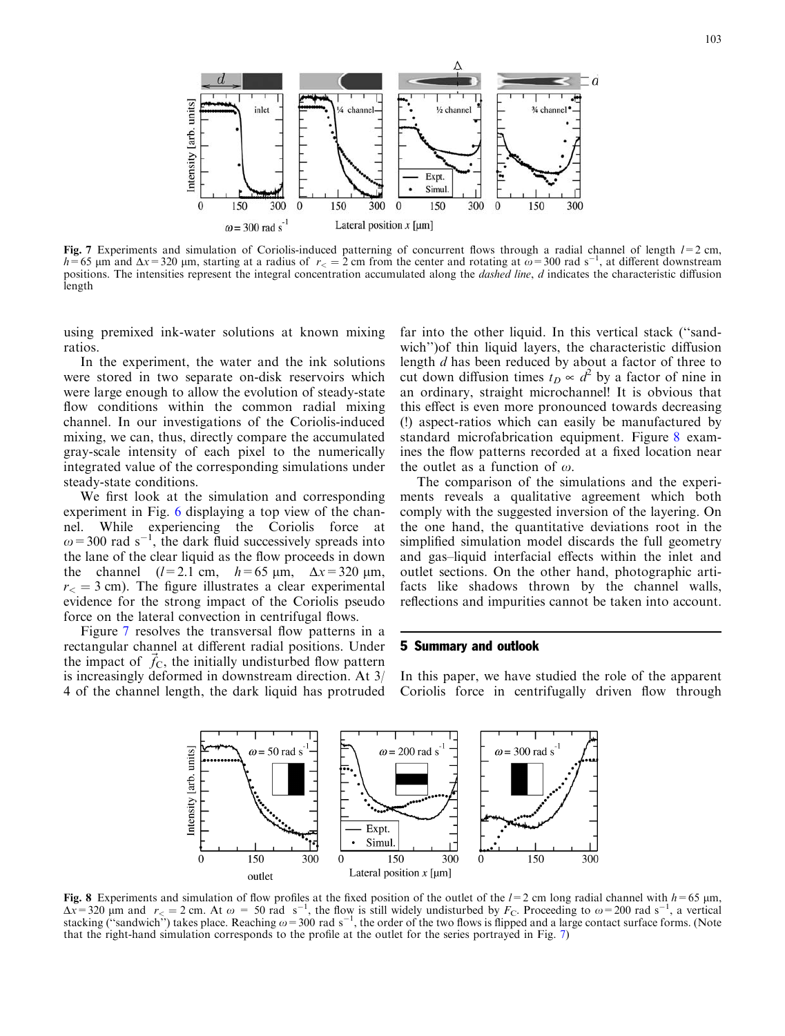Fig. 7 Experiments and simulation of Coriolis-induced patterning of concurrent flows through a radial channel of length $l = 2$ cm, $h = 65$ μm and $\Delta x = 320$ μm, starting at a radius of $r_< = 2$ cm from the center and rotating at $\omega = 300$ rad s$^{-1}$, at different downstream positions. The intensities represent the integral concentration accumulated along the *dashed line*, $d$ indicates the characteristic diffusion length

using premixed ink-water solutions at known mixing ratios.

In the experiment, the water and the ink solutions were stored in two separate on-disk reservoirs which were large enough to allow the evolution of steady-state flow conditions within the common radial mixing channel. In our investigations of the Coriolis-induced mixing, we can, thus, directly compare the accumulated gray-scale intensity of each pixel to the numerically integrated value of the corresponding simulations under steady-state conditions.

We first look at the simulation and corresponding experiment in Fig. 6 displaying a top view of the channel. While experiencing the Coriolis force at $\omega = 300$ rad s$^{-1}$, the dark fluid successively spreads into the lane of the clear liquid as the flow proceeds in down the channel ($l = 2.1$ cm, $h = 65$ μm, $\Delta x = 320$ μm, $r_< = 3$ cm). The figure illustrates a clear experimental evidence for the strong impact of the Coriolis pseudo force on the lateral convection in centrifugal flows.

Figure 7 resolves the transversal flow patterns in a rectangular channel at different radial positions. Under the impact of $\vec{f}_C$, the initially undisturbed flow pattern is increasingly deformed in downstream direction. At 3/4 of the channel length, the dark liquid has protruded far into the other liquid. In this vertical stack ("sandwich")of thin liquid layers, the characteristic diffusion length $d$ has been reduced by about a factor of three to cut down diffusion times $t_D \propto d^2$ by a factor of nine in an ordinary, straight microchannel! It is obvious that this effect is even more pronounced towards decreasing (!) aspect-ratios which can easily be manufactured by standard microfabrication equipment. Figure 8 examines the flow patterns recorded at a fixed location near the outlet as a function of $\omega$.

The comparison of the simulations and the experiments reveals a qualitative agreement which both comply with the suggested inversion of the layering. On the one hand, the quantitative deviations root in the simplified simulation model discards the full geometry and gas–liquid interfacial effects within the inlet and outlet sections. On the other hand, photographic artifacts like shadows thrown by the channel walls, reflections and impurities cannot be taken into account.

## 5 Summary and outlook

In this paper, we have studied the role of the apparent Coriolis force in centrifugally driven flow through

Fig. 8 Experiments and simulation of flow profiles at the fixed position of the outlet of the $l = 2$ cm long radial channel with $h = 65$ μm, $\Delta x = 320$ μm and $r_< = 2$ cm. At $\omega = 50$ rad s$^{-1}$, the flow is still widely undisturbed by $F_C$. Proceeding to $\omega = 200$ rad s$^{-1}$, a vertical stacking ("sandwich") takes place. Reaching $\omega = 300$ rad s$^{-1}$, the order of the two flows is flipped and a large contact surface forms. (Note that the right-hand simulation corresponds to the profile at the outlet for the series portrayed in Fig. 7)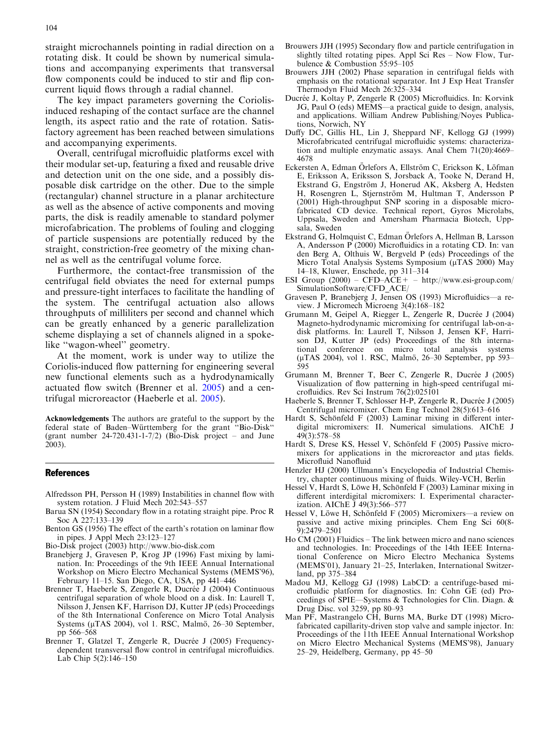straight microchannels pointing in radial direction on a rotating disk. It could be shown by numerical simulations and accompanying experiments that transversal flow components could be induced to stir and flip concurrent liquid flows through a radial channel.

The key impact parameters governing the Coriolis-induced reshaping of the contact surface are the channel length, its aspect ratio and the rate of rotation. Satisfactory agreement has been reached between simulations and accompanying experiments.

Overall, centrifugal microfluidic platforms excel with their modular set-up, featuring a fixed and reusable drive and detection unit on the one side, and a possibly disposable disk cartridge on the other. Due to the simple (rectangular) channel structure in a planar architecture as well as the absence of active components and moving parts, the disk is readily amenable to standard polymer microfabrication. The problems of fouling and clogging of particle suspensions are potentially reduced by the straight, constriction-free geometry of the mixing channel as well as the centrifugal volume force.

Furthermore, the contact-free transmission of the centrifugal field obviates the need for external pumps and pressure-tight interfaces to facilitate the handling of the system. The centrifugal actuation also allows throughputs of milliliters per second and channel which can be greatly enhanced by a generic parallelization scheme displaying a set of channels aligned in a spoke-like "wagon-wheel" geometry.

At the moment, work is under way to utilize the Coriolis-induced flow patterning for engineering several new functional elements such as a hydrodynamically actuated flow switch (Brenner et al. 2005) and a centrifugal microreactor (Haeberle et al. 2005).

**Acknowledgements** The authors are grateful to the support by the federal state of Baden–Württemberg for the grant "Bio-Disk" (grant number 24-720.431-1-7/2) (Bio-Disk project – and June 2003).

## References

Alfredsson PH, Persson H (1989) Instabilities in channel flow with system rotation. J Fluid Mech 202:543–557

Barua SN (1954) Secondary flow in a rotating straight pipe. Proc R Soc A 227:133–139

Benton GS (1956) The effect of the earth's rotation on laminar flow in pipes. J Appl Mech 23:123–127

Bio-Disk project (2003) http://www.bio-disk.com

Branebjerg J, Gravesen P, Krog JP (1996) Fast mixing by lamination. In: Proceedings of the 9th IEEE Annual International Workshop on Micro Electro Mechanical Systems (MEMS'96), February 11–15. San Diego, CA, USA, pp 441–446

Brenner T, Haeberle S, Zengerle R, Ducrée J (2004) Continuous centrifugal separation of whole blood on a disk. In: Laurell T, Nilsson J, Jensen KF, Harrison DJ, Kutter JP (eds) Proceedings of the 8th International Conference on Micro Total Analysis Systems (μTAS 2004), vol 1. RSC, Malmö, 26–30 September, pp 566–568

Brenner T, Glatzel T, Zengerle R, Ducrée J (2005) Frequency-dependent transversal flow control in centrifugal microfluidics. Lab Chip 5(2):146–150

Brouwers JJH (1995) Secondary flow and particle centrifugation in slightly tilted rotating pipes. Appl Sci Res – Now Flow, Turbulence & Combustion 55:95–105

Brouwers JJH (2002) Phase separation in centrifugal fields with emphasis on the rotational separator. Int J Exp Heat Transfer Thermodyn Fluid Mech 26:325–334

Ducrée J, Koltay P, Zengerle R (2005) Microfluidics. In: Korvink JG, Paul O (eds) MEMS—a practical guide to design, analysis, and applications. William Andrew Publishing/Noyes Publications, Norwich, NY

Duffy DC, Gillis HL, Lin J, Sheppard NF, Kellogg GJ (1999) Microfabricated centrifugal microfluidic systems: characterization and multiple enzymatic assays. Anal Chem 71(20):4669–4678

Eckersten A, Edman Örlefors A, Ellström C, Erickson K, Löfman E, Eriksson A, Eriksson S, Jorsback A, Tooke N, Derand H, Ekstrand G, Engström J, Honerud AK, Aksberg A, Hedsten H, Rosengren L, Stjernström M, Hultman T, Andersson P (2001) High-throughput SNP scoring in a disposable microfabricated CD device. Technical report, Gyros Microlabs, Uppsala, Sweden and Amersham Pharmacia Biotech, Uppsala, Sweden

Ekstrand G, Holmquist C, Edman Örlefors A, Hellman B, Larsson A, Andersson P (2000) Microfluidics in a rotating CD. In: van den Berg A, Olthuis W, Bergveld P (eds) Proceedings of the Micro Total Analysis Systems Symposium (μTAS 2000) May 14–18, Kluwer, Enschede, pp 311–314

ESI Group (2000) – CFD–ACE+ – http://www.esi-group.com/SimulationSoftware/CFD_ACE/

Gravesen P, Branebjerg J, Jensen OS (1993) Microfluidics—a review. J Micromech Microeng 3(4):168–182

Grumann M, Geipel A, Riegger L, Zengerle R, Ducrée J (2004) Magneto-hydrodynamic micromixing for centrifugal lab-on-a-disk platforms. In: Laurell T, Nilsson J, Jensen KF, Harrison DJ, Kutter JP (eds) Proceedings of the 8th international conference on micro total analysis systems (μTAS 2004), vol 1. RSC, Malmö, 26–30 September, pp 593–595

Grumann M, Brenner T, Beer C, Zengerle R, Ducrée J (2005) Visualization of flow patterning in high-speed centrifugal microfluidics. Rev Sci Instrum 76(2):025101

Haeberle S, Brenner T, Schlosser H-P, Zengerle R, Ducrée J (2005) Centrifugal micromixer. Chem Eng Technol 28(5):613–616

Hardt S, Schönfeld F (2003) Laminar mixing in different interdigital micromixers: II. Numerical simulations. AIChE J 49(3):578–58

Hardt S, Drese KS, Hessel V, Schönfeld F (2005) Passive micromixers for applications in the microreactor and μtas fields. Microfluid Nanofluid

Henzler HJ (2000) Ullmann's Encyclopedia of Industrial Chemistry, chapter continuous mixing of fluids. Wiley-VCH, Berlin

Hessel V, Hardt S, Löwe H, Schönfeld F (2003) Laminar mixing in different interdigital micromixers: I. Experimental characterization. AIChE J 49(3):566–577

Hessel V, Löwe H, Schönfeld F (2005) Micromixers—a review on passive and active mixing principles. Chem Eng Sci 60(8-9):2479–2501

Ho CM (2001) Fluidics – The link between micro and nano sciences and technologies. In: Proceedings of the 14th IEEE International Conference on Micro Electro Mechanica Systems (MEMS'01), January 21–25, Interlaken, International Switzerland, pp 375–384

Madou MJ, Kellogg GJ (1998) LabCD: a centrifuge-based microfluidic platform for diagnostics. In: Cohn GE (ed) Proceedings of SPIE—Systems & Technologies for Clin. Diagn. & Drug Disc. vol 3259, pp 80–93

Man PF, Mastrangelo CH, Burns MA, Burke DT (1998) Microfabricated capillarity-driven stop valve and sample injector. In: Proceedings of the 11th IEEE Annual International Workshop on Micro Electro Mechanical Systems (MEMS'98), January 25–29, Heidelberg, Germany, pp 45–50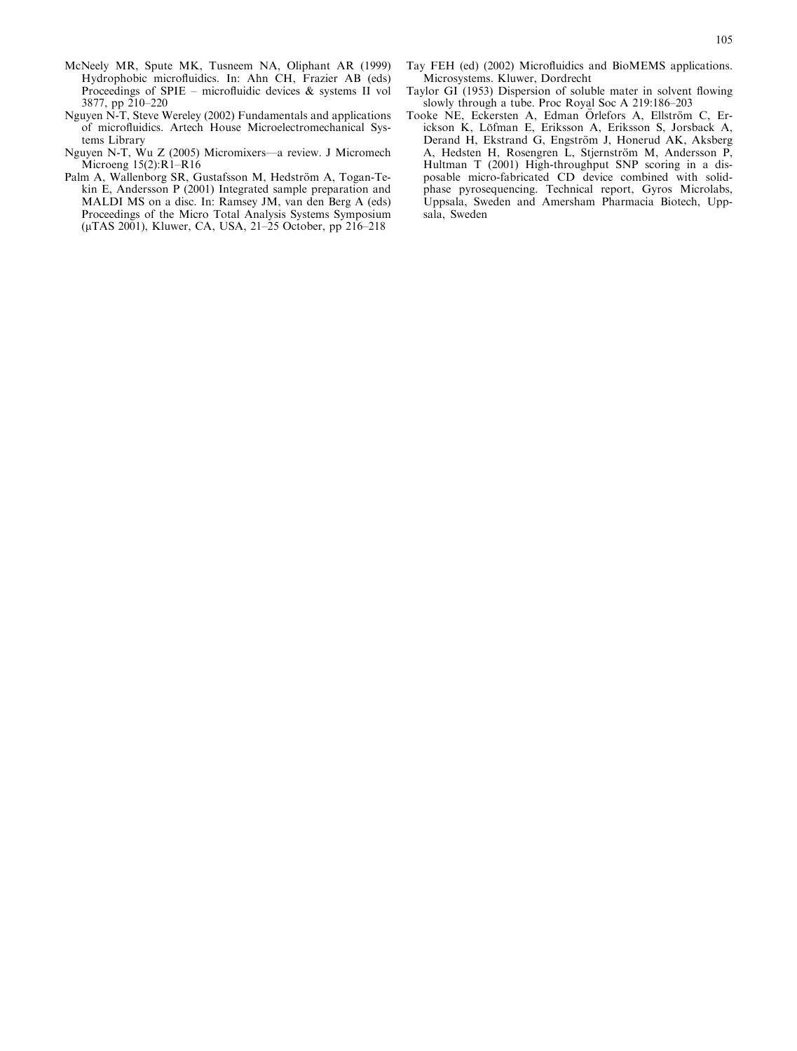McNeely MR, Spute MK, Tusneem NA, Oliphant AR (1999) Hydrophobic microfluidics. In: Ahn CH, Frazier AB (eds) Proceedings of SPIE – microfluidic devices & systems II vol 3877, pp 210–220

Nguyen N-T, Steve Wereley (2002) Fundamentals and applications of microfluidics. Artech House Microelectromechanical Systems Library

Nguyen N-T, Wu Z (2005) Micromixers—a review. J Micromech Microeng 15(2):R1–R16

Palm A, Wallenborg SR, Gustafsson M, Hedström A, Togan-Tekin E, Andersson P (2001) Integrated sample preparation and MALDI MS on a disc. In: Ramsey JM, van den Berg A (eds) Proceedings of the Micro Total Analysis Systems Symposium (μTAS 2001), Kluwer, CA, USA, 21–25 October, pp 216–218

Tay FEH (ed) (2002) Microfluidics and BioMEMS applications. Microsystems. Kluwer, Dordrecht

Taylor GI (1953) Dispersion of soluble mater in solvent flowing slowly through a tube. Proc Royal Soc A 219:186–203

Tooke NE, Eckersten A, Edman Örlefors A, Ellström C, Erickson K, Löfman E, Eriksson A, Eriksson S, Jorsback A, Derand H, Ekstrand G, Engström J, Honerud AK, Aksberg A, Hedsten H, Rosengren L, Stjernström M, Andersson P, Hultman T (2001) High-throughput SNP scoring in a disposable micro-fabricated CD device combined with solid-phase pyrosequencing. Technical report, Gyros Microlabs, Uppsala, Sweden and Amersham Pharmacia Biotech, Uppsala, Sweden